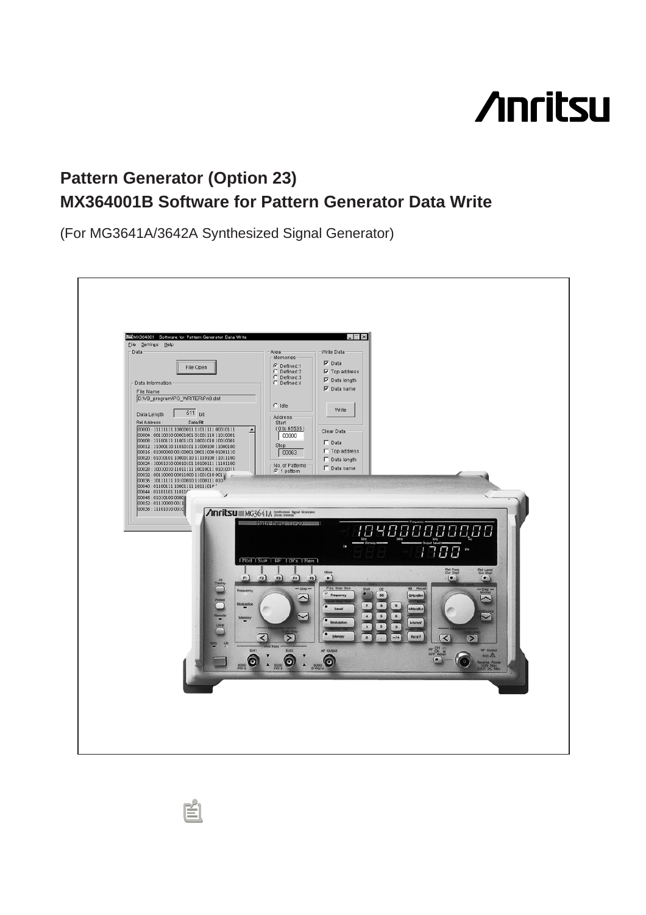# Pattern Generator (Option 23)

# MX364001B Software for Pattern Generator Data Write

(For MG3641A/3642A Synthesized Signal Generator)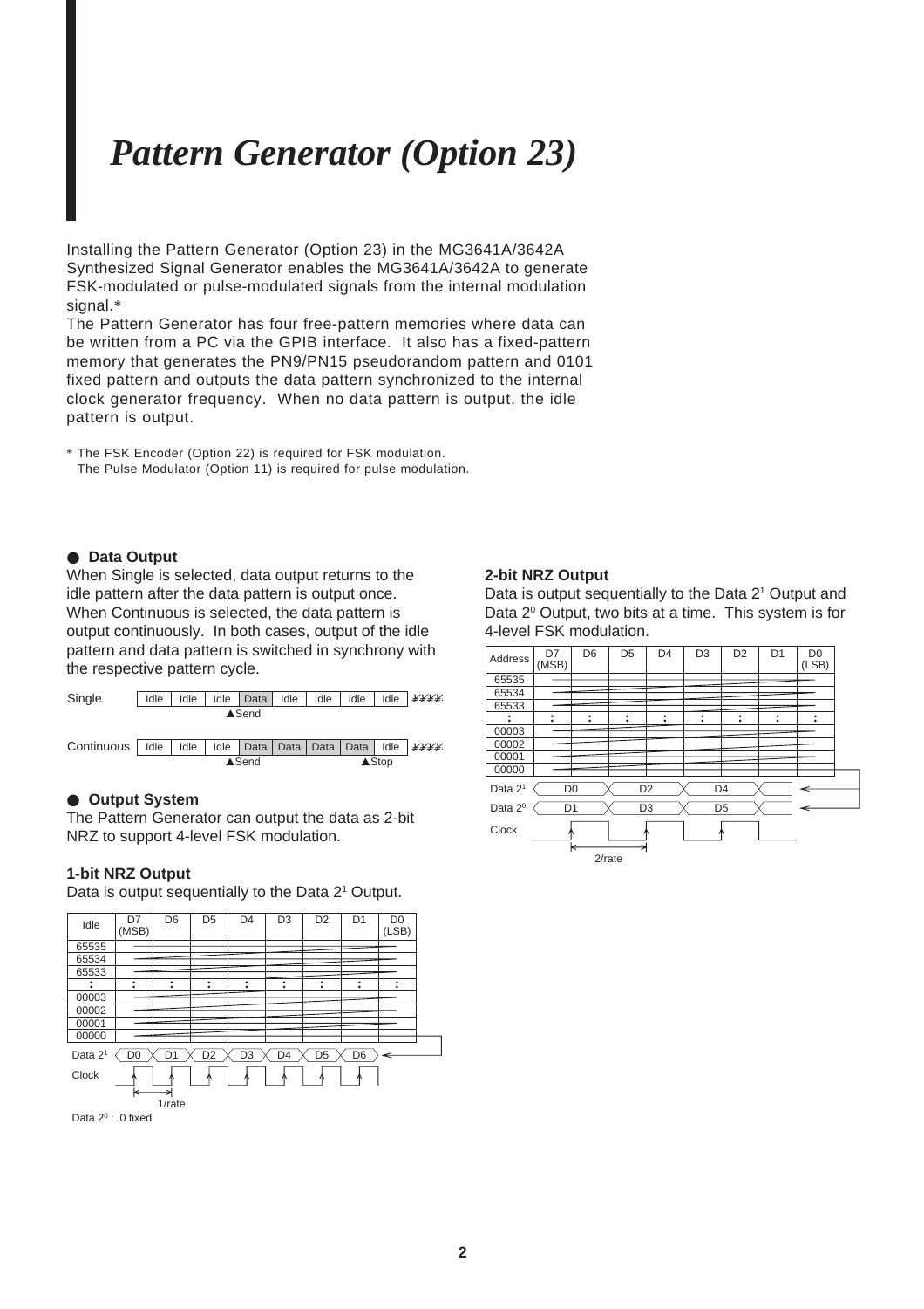# Pattern Generator (Option 23)

Installing the Pattern Generator (Option 23) in the MG3641A/3642A Synthesized Signal Generator enables the MG3641A/3642A to generate FSK-modulated or pulse-modulated signals from the internal modulation signal.*

The Pattern Generator has four free-pattern memories where data can be written from a PC via the GPIB interface. It also has a fixed-pattern memory that generates the PN9/PN15 pseudorandom pattern and 0101 fixed pattern and outputs the data pattern synchronized to the internal clock generator frequency. When no data pattern is output, the idle pattern is output.

\* The FSK Encoder (Option 22) is required for FSK modulation.
The Pulse Modulator (Option 11) is required for pulse modulation.

### ● Data Output

When Single is selected, data output returns to the idle pattern after the data pattern is output once. When Continuous is selected, the data pattern is output continuously. In both cases, output of the idle pattern and data pattern is switched in synchrony with the respective pattern cycle.

| Single | Idle | Idle | Idle | Data | Idle | Idle | Idle | Idle |
|---|---|---|---|---|---|---|---|---|
| | | | | ▲Send | | | | |

| Continuous | Idle | Idle | Idle | Data | Data | Data | Data | Idle |
|---|---|---|---|---|---|---|---|---|
| | | | | ▲Send | | | ▲Stop | |

### ● Output System

The Pattern Generator can output the data as 2-bit NRZ to support 4-level FSK modulation.

**1-bit NRZ Output**

Data is output sequentially to the Data $2^1$ Output.

| Idle | D7 (MSB) | D6 | D5 | D4 | D3 | D2 | D1 | D0 (LSB) |
|---|---|---|---|---|---|---|---|---|
| 65535 | | | | | | | | |
| 65534 | | | | | | | | |
| 65533 | | | | | | | | |
| : | : | : | : | : | : | : | : | : |
| 00003 | | | | | | | | |
| 00002 | | | | | | | | |
| 00001 | | | | | | | | |
| 00000 | | | | | | | | |

Data $2^1$: D0 D1 D2 D3 D4 D5 D6

Clock

1/rate

Data $2^0$ : 0 fixed

**2-bit NRZ Output**

Data is output sequentially to the Data $2^1$ Output and Data $2^0$ Output, two bits at a time. This system is for 4-level FSK modulation.

| Address | D7 (MSB) | D6 | D5 | D4 | D3 | D2 | D1 | D0 (LSB) |
|---|---|---|---|---|---|---|---|---|
| 65535 | | | | | | | | |
| 65534 | | | | | | | | |
| 65533 | | | | | | | | |
| : | : | : | : | : | : | : | : | : |
| 00003 | | | | | | | | |
| 00002 | | | | | | | | |
| 00001 | | | | | | | | |
| 00000 | | | | | | | | |

Data $2^1$: D0 D2 D4

Data $2^0$: D1 D3 D5

Clock

2/rate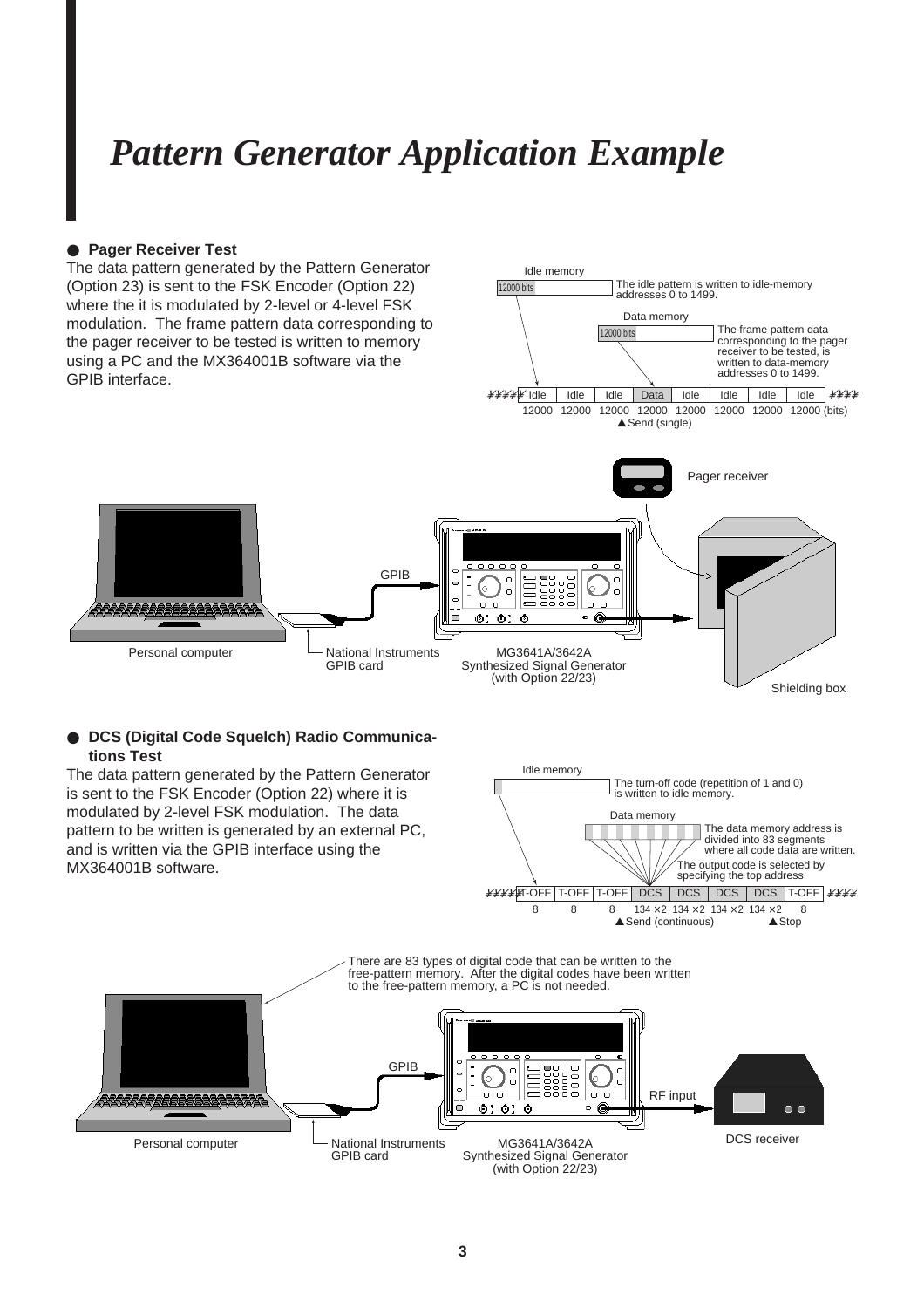# *Pattern Generator Application Example*

## Pager Receiver Test

The data pattern generated by the Pattern Generator (Option 23) is sent to the FSK Encoder (Option 22) where the it is modulated by 2-level or 4-level FSK modulation. The frame pattern data corresponding to the pager receiver to be tested is written to memory using a PC and the MX364001B software via the GPIB interface.

Idle memory

12000 bits — The idle pattern is written to idle-memory addresses 0 to 1499.

Data memory

12000 bits — The frame pattern data corresponding to the pager receiver to be tested, is written to data-memory addresses 0 to 1499.

| Idle | Idle | Idle | Data | Idle | Idle | Idle | Idle |
|---|---|---|---|---|---|---|---|
| 12000 | 12000 | 12000 | 12000 | 12000 | 12000 | 12000 | 12000 (bits) |

▲Send (single)

Pager receiver

GPIB

Personal computer

National Instruments GPIB card

MG3641A/3642A Synthesized Signal Generator (with Option 22/23)

Shielding box

## DCS (Digital Code Squelch) Radio Communications Test

The data pattern generated by the Pattern Generator is sent to the FSK Encoder (Option 22) where it is modulated by 2-level FSK modulation. The data pattern to be written is generated by an external PC, and is written via the GPIB interface using the MX364001B software.

Idle memory

The turn-off code (repetition of 1 and 0) is written to idle memory.

Data memory

The data memory address is divided into 83 segments where all code data are written.

The output code is selected by specifying the top address.

| T-OFF | T-OFF | T-OFF | DCS | DCS | DCS | DCS | T-OFF |
|---|---|---|---|---|---|---|---|
| 8 | 8 | 8 | 134 ×2 | 134 ×2 | 134 ×2 | 134 ×2 | 8 |

▲Send (continuous) ▲Stop

There are 83 types of digital code that can be written to the free-pattern memory. After the digital codes have been written to the free-pattern memory, a PC is not needed.

GPIB

RF input

Personal computer

National Instruments GPIB card

MG3641A/3642A Synthesized Signal Generator (with Option 22/23)

DCS receiver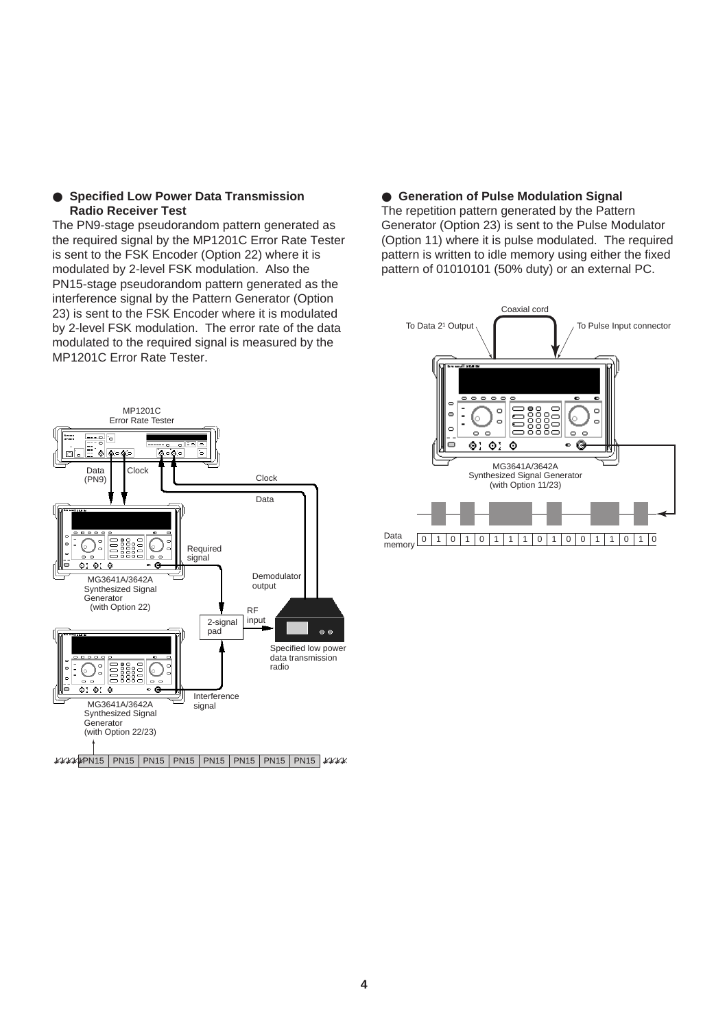## ● Specified Low Power Data Transmission Radio Receiver Test

The PN9-stage pseudorandom pattern generated as the required signal by the MP1201C Error Rate Tester is sent to the FSK Encoder (Option 22) where it is modulated by 2-level FSK modulation. Also the PN15-stage pseudorandom pattern generated as the interference signal by the Pattern Generator (Option 23) is sent to the FSK Encoder where it is modulated by 2-level FSK modulation. The error rate of the data modulated to the required signal is measured by the MP1201C Error Rate Tester.

MP1201C Error Rate Tester

Data (PN9) | Clock | Clock | Data

Required signal | Demodulator output

MG3641A/3642A Synthesized Signal Generator (with Option 22)

2-signal pad | RF input

Specified low power data transmission radio

Interference signal

MG3641A/3642A Synthesized Signal Generator (with Option 22/23)

PN15 | PN15 | PN15 | PN15 | PN15 | PN15 | PN15 | PN15

## ● Generation of Pulse Modulation Signal

The repetition pattern generated by the Pattern Generator (Option 23) is sent to the Pulse Modulator (Option 11) where it is pulse modulated. The required pattern is written to idle memory using either the fixed pattern of 01010101 (50% duty) or an external PC.

Coaxial cord

To Data $2^1$ Output | To Pulse Input connector

MG3641A/3642A Synthesized Signal Generator (with Option 11/23)

| Data memory | 0 | 1 | 0 | 1 | 0 | 1 | 1 | 1 | 0 | 1 | 0 | 0 | 1 | 1 | 0 | 1 | 0 |
|---|---|---|---|---|---|---|---|---|---|---|---|---|---|---|---|---|---|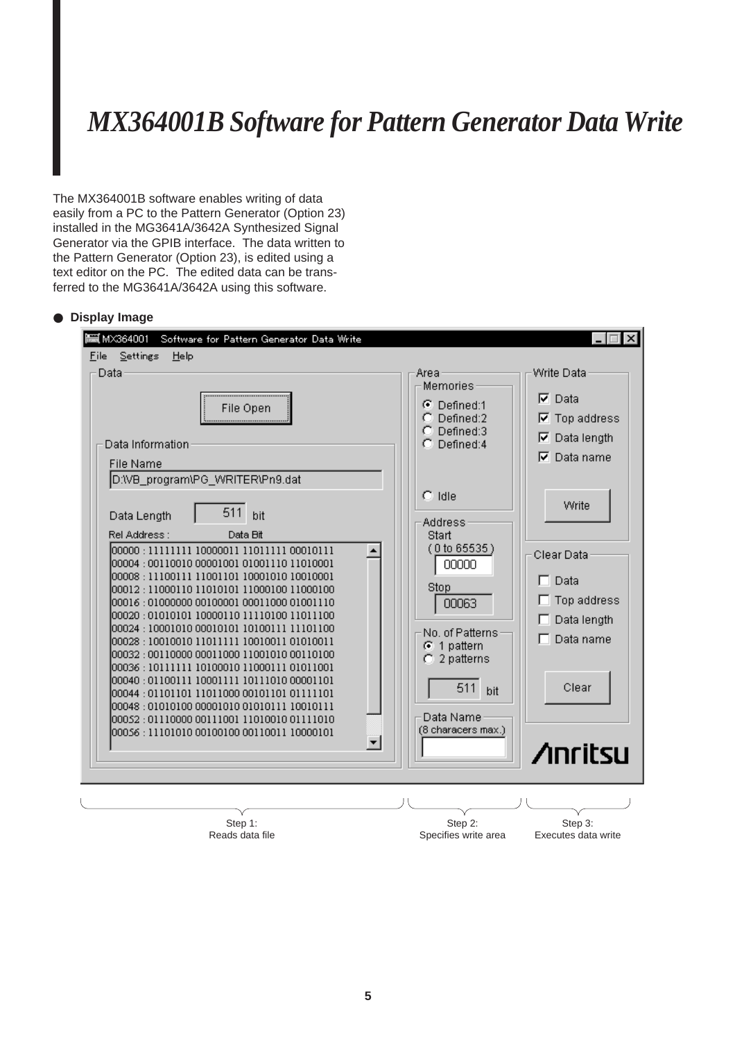// MX364001B Software for Pattern Generator Data Write

The MX364001B software enables writing of data easily from a PC to the Pattern Generator (Option 23) installed in the MG3641A/3642A Synthesized Signal Generator via the GPIB interface. The data written to the Pattern Generator (Option 23), is edited using a text editor on the PC. The edited data can be transferred to the MG3641A/3642A using this software.

- **Display Image**

MX364001 Software for Pattern Generator Data Write

File Settings Help

Data

File Open

Data Information

File Name

D:\VB_program\PG_WRITER\Pn9.dat

Data Length 511 bit

Rel Address : Data Bit

```
00000 : 11111111 10000011 11011111 00010111
00004 : 00110010 00001001 01001110 11010001
00008 : 11100111 11001101 10001010 10010001
00012 : 11000110 11010101 11000100 11000100
00016 : 01000000 00100001 00011000 01001110
00020 : 01010101 10000110 11110100 11011100
00024 : 10001010 00010101 10100111 11101100
00028 : 10010010 11011111 10010011 01010011
00032 : 00110000 00011000 11001010 00110100
00036 : 10111111 10100010 11000111 01011001
00040 : 01100111 10001111 10111010 00001101
00044 : 01101101 11011000 00101101 01111101
00048 : 01010100 00001010 01010111 10010111
00052 : 01110000 00111001 11010010 01111010
00056 : 11101010 00100100 00110011 10000101
```

Area

Memories

- Defined:1
- Defined:2
- Defined:3
- Defined:4
- Idle

Address

Start (0 to 65535) 00000

Stop 00063

No. of Patterns

- 1 pattern
- 2 patterns

511 bit

Data Name (8 characers max.)

Write Data

- [x] Data
- [x] Top address
- [x] Data length
- [x] Data name

Write

Clear Data

- [ ] Data
- [ ] Top address
- [ ] Data length
- [ ] Data name

Clear

Anritsu

Step 1: Reads data file

Step 2: Specifies write area

Step 3: Executes data write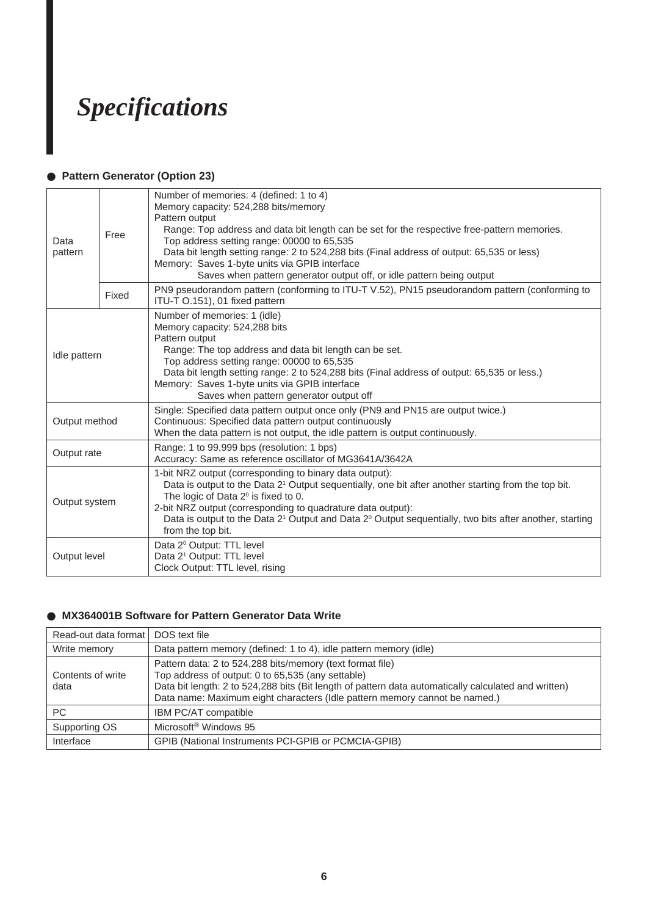# *Specifications*

● **Pattern Generator (Option 23)**

| | | |
|---|---|---|
| Data pattern | Free | Number of memories: 4 (defined: 1 to 4)<br>Memory capacity: 524,288 bits/memory<br>Pattern output<br>Range: Top address and data bit length can be set for the respective free-pattern memories.<br>Top address setting range: 00000 to 65,535<br>Data bit length setting range: 2 to 524,288 bits (Final address of output: 65,535 or less)<br>Memory: Saves 1-byte units via GPIB interface<br>Saves when pattern generator output off, or idle pattern being output |
| | Fixed | PN9 pseudorandom pattern (conforming to ITU-T V.52), PN15 pseudorandom pattern (conforming to ITU-T O.151), 01 fixed pattern |
| Idle pattern | | Number of memories: 1 (idle)<br>Memory capacity: 524,288 bits<br>Pattern output<br>Range: The top address and data bit length can be set.<br>Top address setting range: 00000 to 65,535<br>Data bit length setting range: 2 to 524,288 bits (Final address of output: 65,535 or less.)<br>Memory: Saves 1-byte units via GPIB interface<br>Saves when pattern generator output off |
| Output method | | Single: Specified data pattern output once only (PN9 and PN15 are output twice.)<br>Continuous: Specified data pattern output continuously<br>When the data pattern is not output, the idle pattern is output continuously. |
| Output rate | | Range: 1 to 99,999 bps (resolution: 1 bps)<br>Accuracy: Same as reference oscillator of MG3641A/3642A |
| Output system | | 1-bit NRZ output (corresponding to binary data output):<br>Data is output to the Data $2^1$ Output sequentially, one bit after another starting from the top bit.<br>The logic of Data $2^0$ is fixed to 0.<br>2-bit NRZ output (corresponding to quadrature data output):<br>Data is output to the Data $2^1$ Output and Data $2^0$ Output sequentially, two bits after another, starting from the top bit. |
| Output level | | Data $2^0$ Output: TTL level<br>Data $2^1$ Output: TTL level<br>Clock Output: TTL level, rising |

● **MX364001B Software for Pattern Generator Data Write**

| | |
|---|---|
| Read-out data format | DOS text file |
| Write memory | Data pattern memory (defined: 1 to 4), idle pattern memory (idle) |
| Contents of write data | Pattern data: 2 to 524,288 bits/memory (text format file)<br>Top address of output: 0 to 65,535 (any settable)<br>Data bit length: 2 to 524,288 bits (Bit length of pattern data automatically calculated and written)<br>Data name: Maximum eight characters (Idle pattern memory cannot be named.) |
| PC | IBM PC/AT compatible |
| Supporting OS | Microsoft® Windows 95 |
| Interface | GPIB (National Instruments PCI-GPIB or PCMCIA-GPIB) |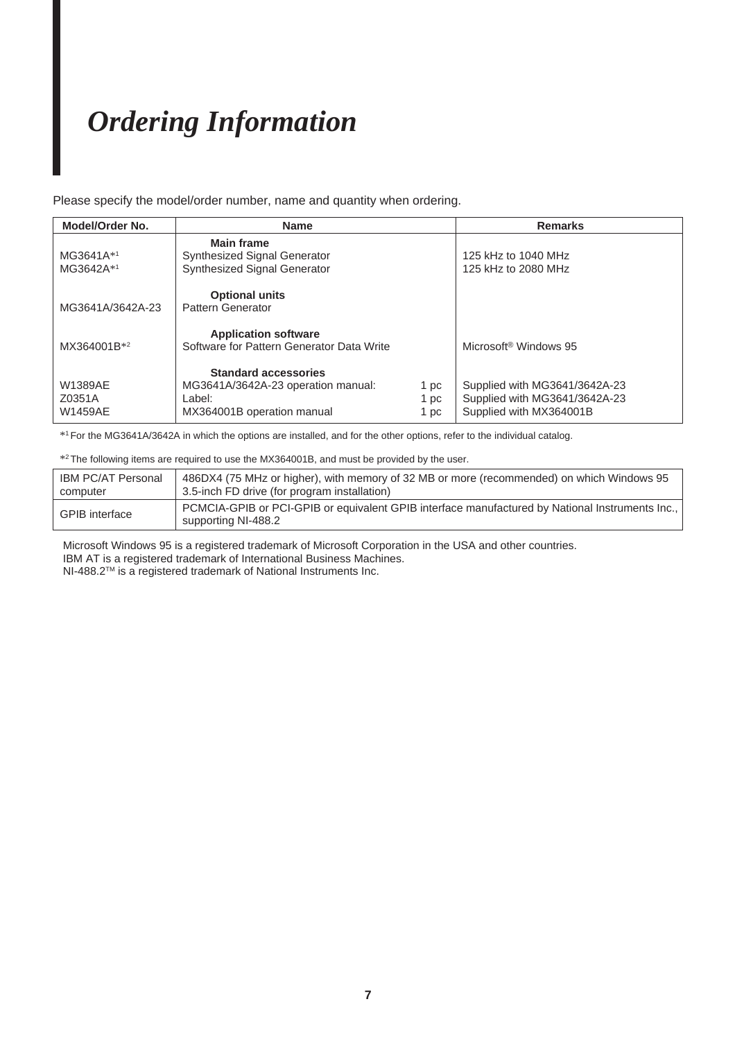# *Ordering Information*

Please specify the model/order number, name and quantity when ordering.

| Model/Order No. | Name | | Remarks |
|---|---|---|---|
| | **Main frame** | | |
| MG3641A*[1] | Synthesized Signal Generator | | 125 kHz to 1040 MHz |
| MG3642A*[1] | Synthesized Signal Generator | | 125 kHz to 2080 MHz |
| | **Optional units** | | |
| MG3641A/3642A-23 | Pattern Generator | | |
| | **Application software** | | |
| MX364001B*[2] | Software for Pattern Generator Data Write | | Microsoft® Windows 95 |
| | **Standard accessories** | | |
| W1389AE | MG3641A/3642A-23 operation manual: | 1 pc | Supplied with MG3641/3642A-23 |
| Z0351A | Label: | 1 pc | Supplied with MG3641/3642A-23 |
| W1459AE | MX364001B operation manual | 1 pc | Supplied with MX364001B |

*[1] For the MG3641A/3642A in which the options are installed, and for the other options, refer to the individual catalog.

*[2] The following items are required to use the MX364001B, and must be provided by the user.

| | |
|---|---|
| IBM PC/AT Personal computer | 486DX4 (75 MHz or higher), with memory of 32 MB or more (recommended) on which Windows 95 3.5-inch FD drive (for program installation) |
| GPIB interface | PCMCIA-GPIB or PCI-GPIB or equivalent GPIB interface manufactured by National Instruments Inc., supporting NI-488.2 |

Microsoft Windows 95 is a registered trademark of Microsoft Corporation in the USA and other countries.
IBM AT is a registered trademark of International Business Machines.
NI-488.2™ is a registered trademark of National Instruments Inc.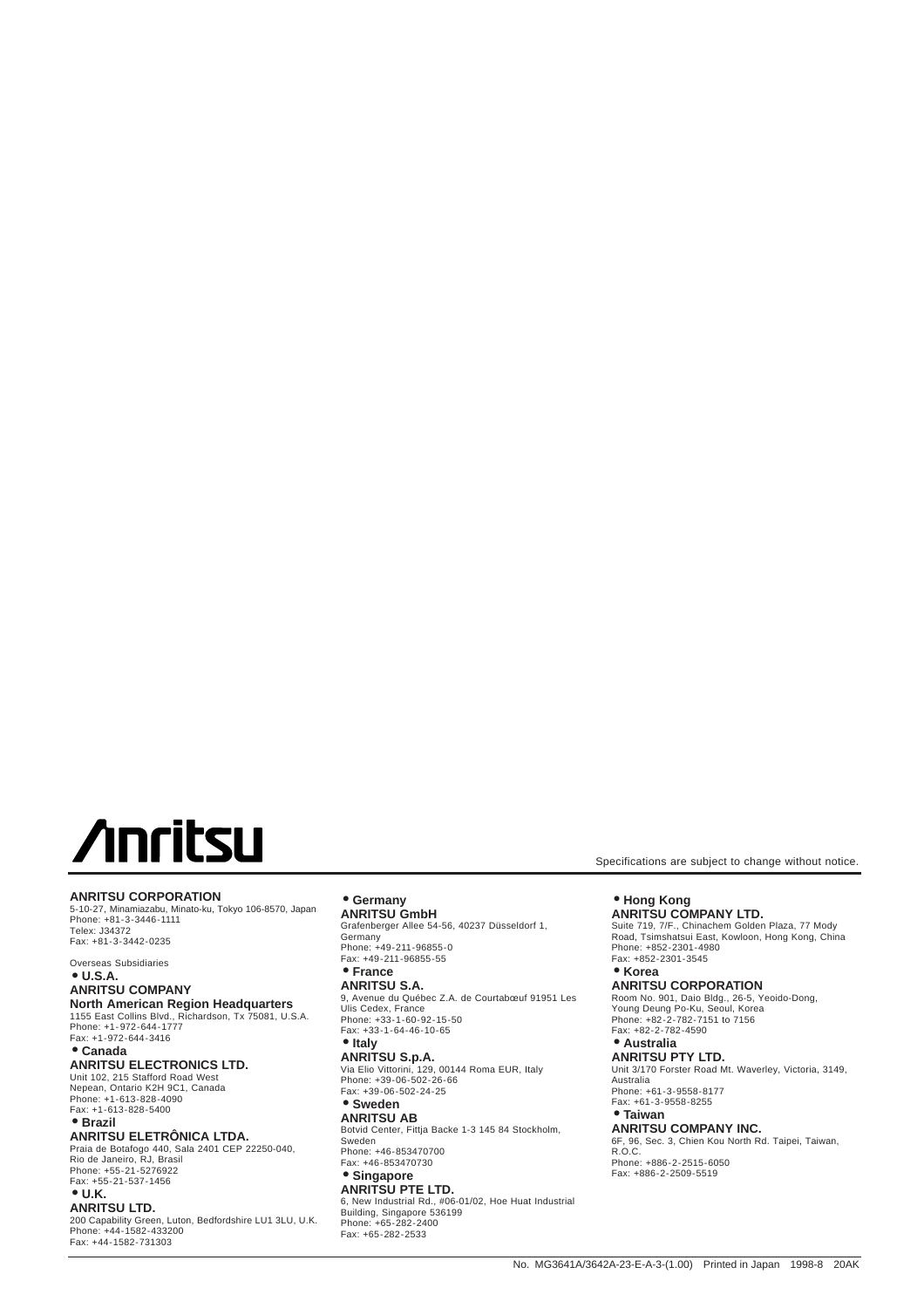# Anritsu

Specifications are subject to change without notice.

**ANRITSU CORPORATION**
5-10-27, Minamiazabu, Minato-ku, Tokyo 106-8570, Japan
Phone: +81-3-3446-1111
Telex: J34372
Fax: +81-3-3442-0235

Overseas Subsidiaries

- **U.S.A.**

**ANRITSU COMPANY**
**North American Region Headquarters**
1155 East Collins Blvd., Richardson, Tx 75081, U.S.A.
Phone: +1-972-644-1777
Fax: +1-972-644-3416

- **Canada**

**ANRITSU ELECTRONICS LTD.**
Unit 102, 215 Stafford Road West
Nepean, Ontario K2H 9C1, Canada
Phone: +1-613-828-4090
Fax: +1-613-828-5400

- **Brazil**

**ANRITSU ELETRÔNICA LTDA.**
Praia de Botafogo 440, Sala 2401 CEP 22250-040,
Rio de Janeiro, RJ, Brasil
Phone: +55-21-5276922
Fax: +55-21-537-1456

- **U.K.**

**ANRITSU LTD.**
200 Capability Green, Luton, Bedfordshire LU1 3LU, U.K.
Phone: +44-1582-433200
Fax: +44-1582-731303

- **Germany**

**ANRITSU GmbH**
Grafenberger Allee 54-56, 40237 Düsseldorf 1,
Germany
Phone: +49-211-96855-0
Fax: +49-211-96855-55

- **France**

**ANRITSU S.A.**
9, Avenue du Québec Z.A. de Courtabœuf 91951 Les
Ulis Cedex, France
Phone: +33-1-60-92-15-50
Fax: +33-1-64-46-10-65

- **Italy**

**ANRITSU S.p.A.**
Via Elio Vittorini, 129, 00144 Roma EUR, Italy
Phone: +39-06-502-26-66
Fax: +39-06-502-24-25

- **Sweden**

**ANRITSU AB**
Botvid Center, Fittja Backe 1-3 145 84 Stockholm,
Sweden
Phone: +46-853470700
Fax: +46-853470730

- **Singapore**

**ANRITSU PTE LTD.**
6, New Industrial Rd., #06-01/02, Hoe Huat Industrial
Building, Singapore 536199
Phone: +65-282-2400
Fax: +65-282-2533

- **Hong Kong**

**ANRITSU COMPANY LTD.**
Suite 719, 7/F., Chinachem Golden Plaza, 77 Mody
Road, Tsimshatsui East, Kowloon, Hong Kong, China
Phone: +852-2301-4980
Fax: +852-2301-3545

- **Korea**

**ANRITSU CORPORATION**
Room No. 901, Daio Bldg., 26-5, Yeoido-Dong,
Young Deung Po-Ku, Seoul, Korea
Phone: +82-2-782-7151 to 7156
Fax: +82-2-782-4590

- **Australia**

**ANRITSU PTY LTD.**
Unit 3/170 Forster Road Mt. Waverley, Victoria, 3149,
Australia
Phone: +61-3-9558-8177
Fax: +61-3-9558-8255

- **Taiwan**

**ANRITSU COMPANY INC.**
6F, 96, Sec. 3, Chien Kou North Rd. Taipei, Taiwan,
R.O.C.
Phone: +886-2-2515-6050
Fax: +886-2-2509-5519

No. MG3641A/3642A-23-E-A-3-(1.00) Printed in Japan 1998-8 20AK